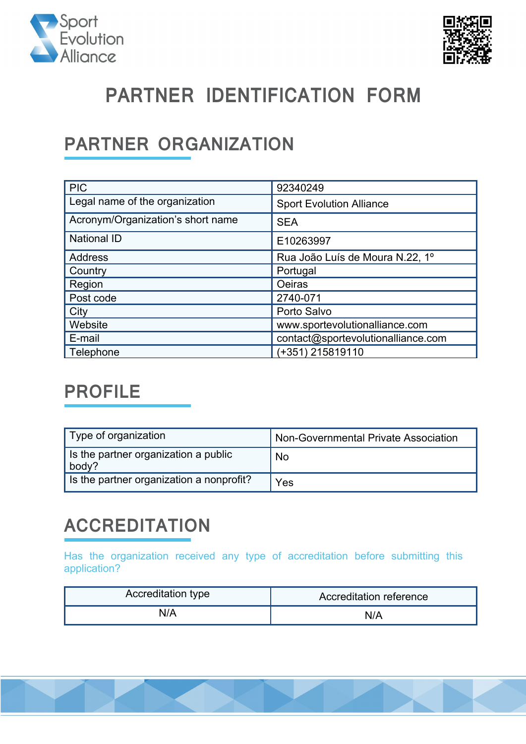# PARTNER IDENTIFICATION FORM

## PARTNER ORGANIZATION

| | |
|---|---|
| PIC | 92340249 |
| Legal name of the organization | Sport Evolution Alliance |
| Acronym/Organization's short name | SEA |
| National ID | E10263997 |
| Address | Rua João Luís de Moura N.22, 1º |
| Country | Portugal |
| Region | Oeiras |
| Post code | 2740-071 |
| City | Porto Salvo |
| Website | www.sportevolutionalliance.com |
| E-mail | contact@sportevolutionalliance.com |
| Telephone | (+351) 215819110 |

## PROFILE

| | |
|---|---|
| Type of organization | Non-Governmental Private Association |
| Is the partner organization a public body? | No |
| Is the partner organization a nonprofit? | Yes |

## ACCREDITATION

Has the organization received any type of accreditation before submitting this application?

| Accreditation type | Accreditation reference |
|---|---|
| N/A | N/A |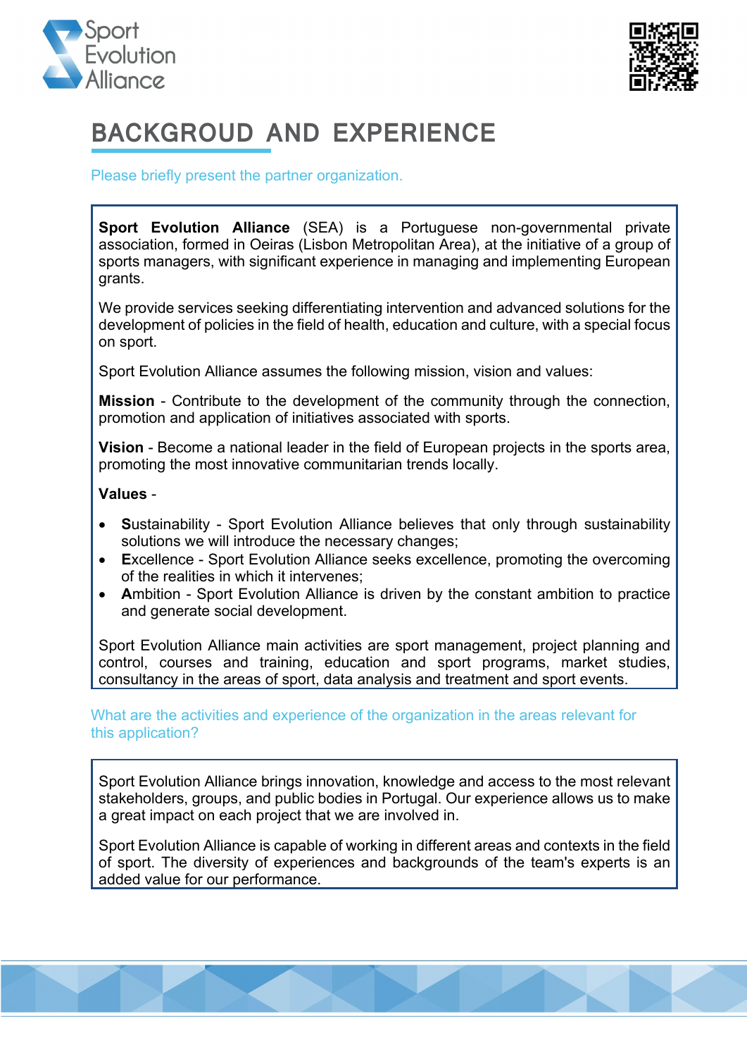# BACKGROUD AND EXPERIENCE

Please briefly present the partner organization.

**Sport Evolution Alliance** (SEA) is a Portuguese non-governmental private association, formed in Oeiras (Lisbon Metropolitan Area), at the initiative of a group of sports managers, with significant experience in managing and implementing European grants.

We provide services seeking differentiating intervention and advanced solutions for the development of policies in the field of health, education and culture, with a special focus on sport.

Sport Evolution Alliance assumes the following mission, vision and values:

**Mission** - Contribute to the development of the community through the connection, promotion and application of initiatives associated with sports.

**Vision** - Become a national leader in the field of European projects in the sports area, promoting the most innovative communitarian trends locally.

**Values** -

- **S**ustainability - Sport Evolution Alliance believes that only through sustainability solutions we will introduce the necessary changes;
- **E**xcellence - Sport Evolution Alliance seeks excellence, promoting the overcoming of the realities in which it intervenes;
- **A**mbition - Sport Evolution Alliance is driven by the constant ambition to practice and generate social development.

Sport Evolution Alliance main activities are sport management, project planning and control, courses and training, education and sport programs, market studies, consultancy in the areas of sport, data analysis and treatment and sport events.

What are the activities and experience of the organization in the areas relevant for this application?

Sport Evolution Alliance brings innovation, knowledge and access to the most relevant stakeholders, groups, and public bodies in Portugal. Our experience allows us to make a great impact on each project that we are involved in.

Sport Evolution Alliance is capable of working in different areas and contexts in the field of sport. The diversity of experiences and backgrounds of the team's experts is an added value for our performance.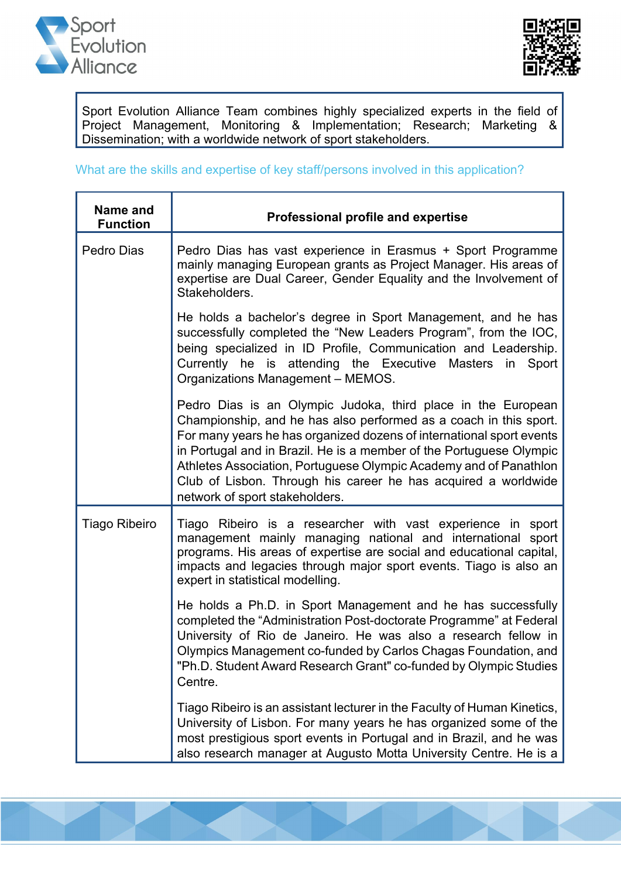Sport Evolution Alliance Team combines highly specialized experts in the field of Project Management, Monitoring & Implementation; Research; Marketing & Dissemination; with a worldwide network of sport stakeholders.

What are the skills and expertise of key staff/persons involved in this application?

| Name and Function | Professional profile and expertise |
|---|---|
| Pedro Dias | Pedro Dias has vast experience in Erasmus + Sport Programme mainly managing European grants as Project Manager. His areas of expertise are Dual Career, Gender Equality and the Involvement of Stakeholders.<br><br>He holds a bachelor's degree in Sport Management, and he has successfully completed the "New Leaders Program", from the IOC, being specialized in ID Profile, Communication and Leadership. Currently he is attending the Executive Masters in Sport Organizations Management – MEMOS.<br><br>Pedro Dias is an Olympic Judoka, third place in the European Championship, and he has also performed as a coach in this sport. For many years he has organized dozens of international sport events in Portugal and in Brazil. He is a member of the Portuguese Olympic Athletes Association, Portuguese Olympic Academy and of Panathlon Club of Lisbon. Through his career he has acquired a worldwide network of sport stakeholders. |
| Tiago Ribeiro | Tiago Ribeiro is a researcher with vast experience in sport management mainly managing national and international sport programs. His areas of expertise are social and educational capital, impacts and legacies through major sport events. Tiago is also an expert in statistical modelling.<br><br>He holds a Ph.D. in Sport Management and he has successfully completed the "Administration Post-doctorate Programme" at Federal University of Rio de Janeiro. He was also a research fellow in Olympics Management co-funded by Carlos Chagas Foundation, and "Ph.D. Student Award Research Grant" co-funded by Olympic Studies Centre.<br><br>Tiago Ribeiro is an assistant lecturer in the Faculty of Human Kinetics, University of Lisbon. For many years he has organized some of the most prestigious sport events in Portugal and in Brazil, and he was also research manager at Augusto Motta University Centre. He is a |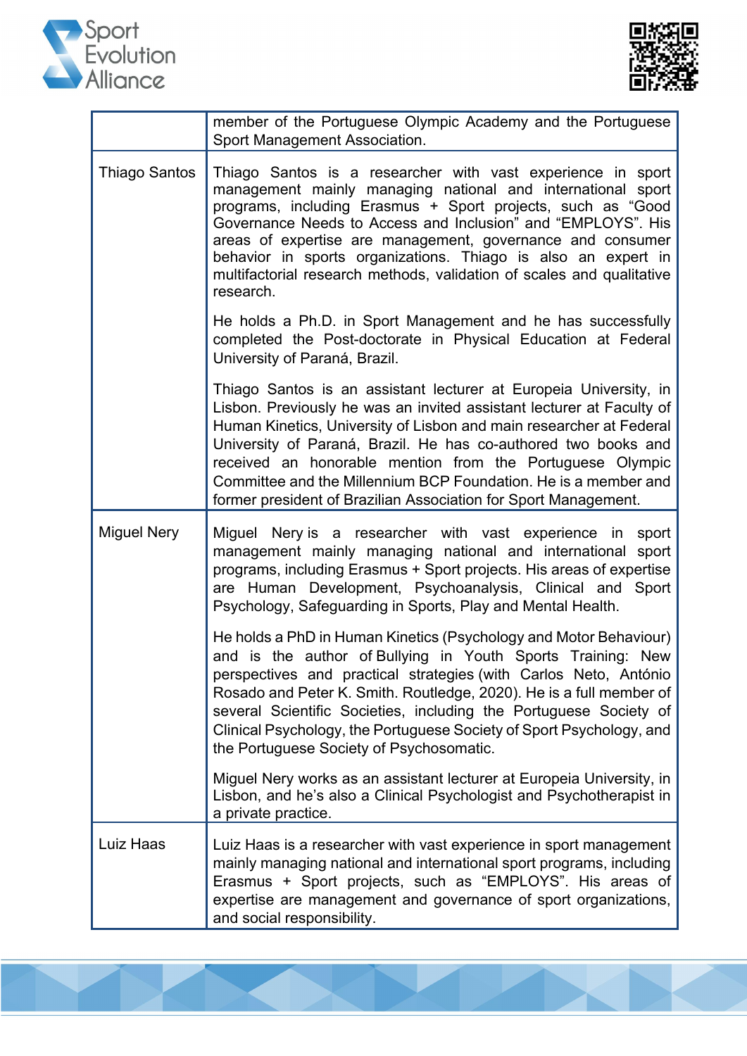| | |
|---|---|
| | member of the Portuguese Olympic Academy and the Portuguese Sport Management Association. |
| Thiago Santos | Thiago Santos is a researcher with vast experience in sport management mainly managing national and international sport programs, including Erasmus + Sport projects, such as “Good Governance Needs to Access and Inclusion” and “EMPLOYS”. His areas of expertise are management, governance and consumer behavior in sports organizations. Thiago is also an expert in multifactorial research methods, validation of scales and qualitative research.<br><br>He holds a Ph.D. in Sport Management and he has successfully completed the Post-doctorate in Physical Education at Federal University of Paraná, Brazil.<br><br>Thiago Santos is an assistant lecturer at Europeia University, in Lisbon. Previously he was an invited assistant lecturer at Faculty of Human Kinetics, University of Lisbon and main researcher at Federal University of Paraná, Brazil. He has co-authored two books and received an honorable mention from the Portuguese Olympic Committee and the Millennium BCP Foundation. He is a member and former president of Brazilian Association for Sport Management. |
| Miguel Nery | Miguel Nery is a researcher with vast experience in sport management mainly managing national and international sport programs, including Erasmus + Sport projects. His areas of expertise are Human Development, Psychoanalysis, Clinical and Sport Psychology, Safeguarding in Sports, Play and Mental Health.<br><br>He holds a PhD in Human Kinetics (Psychology and Motor Behaviour) and is the author of Bullying in Youth Sports Training: New perspectives and practical strategies (with Carlos Neto, António Rosado and Peter K. Smith. Routledge, 2020). He is a full member of several Scientific Societies, including the Portuguese Society of Clinical Psychology, the Portuguese Society of Sport Psychology, and the Portuguese Society of Psychosomatic.<br><br>Miguel Nery works as an assistant lecturer at Europeia University, in Lisbon, and he’s also a Clinical Psychologist and Psychotherapist in a private practice. |
| Luiz Haas | Luiz Haas is a researcher with vast experience in sport management mainly managing national and international sport programs, including Erasmus + Sport projects, such as “EMPLOYS”. His areas of expertise are management and governance of sport organizations, and social responsibility. |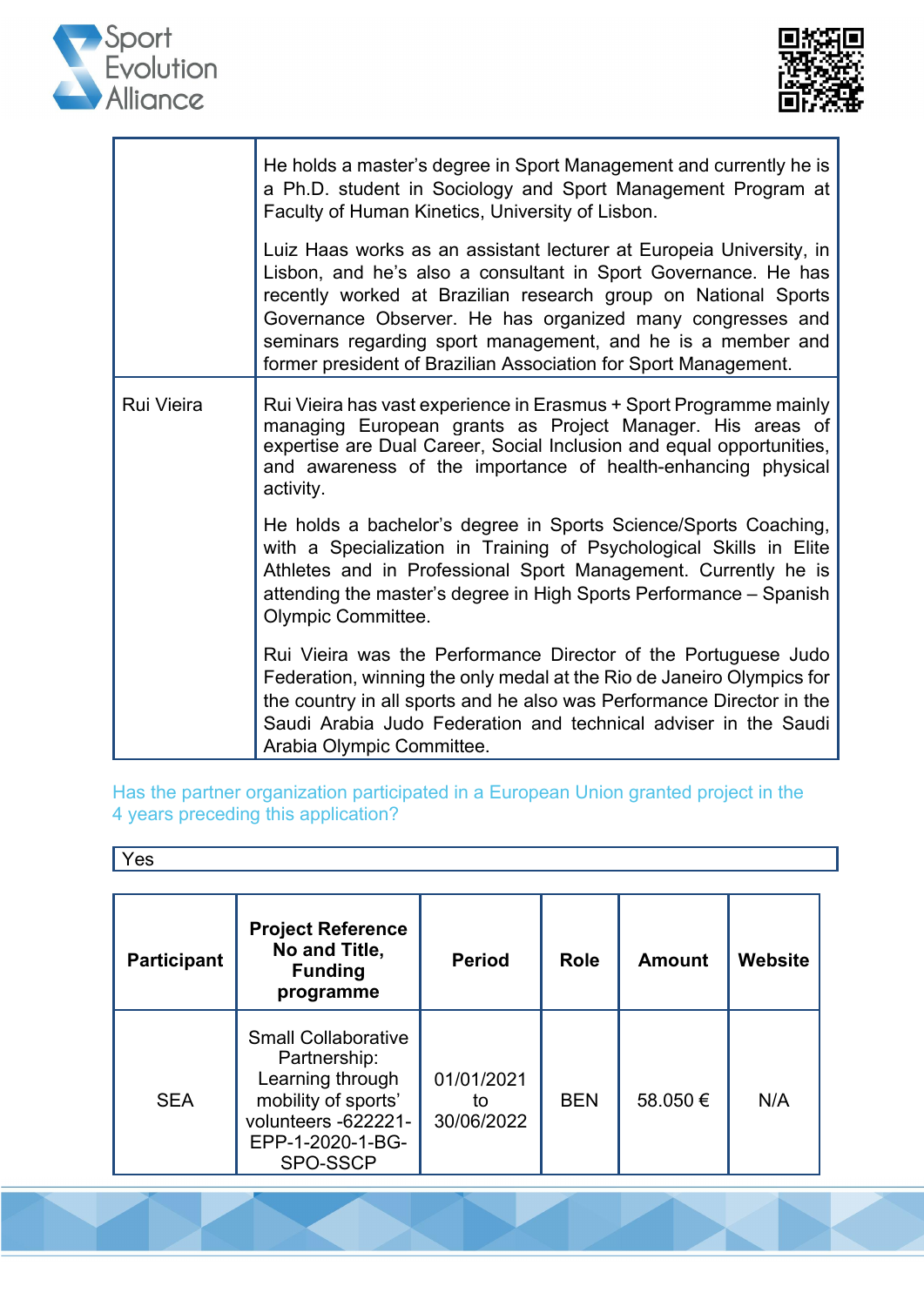| | |
|---|---|
| | He holds a master's degree in Sport Management and currently he is a Ph.D. student in Sociology and Sport Management Program at Faculty of Human Kinetics, University of Lisbon.<br><br>Luiz Haas works as an assistant lecturer at Europeia University, in Lisbon, and he's also a consultant in Sport Governance. He has recently worked at Brazilian research group on National Sports Governance Observer. He has organized many congresses and seminars regarding sport management, and he is a member and former president of Brazilian Association for Sport Management. |
| Rui Vieira | Rui Vieira has vast experience in Erasmus + Sport Programme mainly managing European grants as Project Manager. His areas of expertise are Dual Career, Social Inclusion and equal opportunities, and awareness of the importance of health-enhancing physical activity.<br><br>He holds a bachelor's degree in Sports Science/Sports Coaching, with a Specialization in Training of Psychological Skills in Elite Athletes and in Professional Sport Management. Currently he is attending the master's degree in High Sports Performance – Spanish Olympic Committee.<br><br>Rui Vieira was the Performance Director of the Portuguese Judo Federation, winning the only medal at the Rio de Janeiro Olympics for the country in all sports and he also was Performance Director in the Saudi Arabia Judo Federation and technical adviser in the Saudi Arabia Olympic Committee. |

Has the partner organization participated in a European Union granted project in the 4 years preceding this application?

| Yes |
|---|

| **Participant** | **Project Reference No and Title, Funding programme** | **Period** | **Role** | **Amount** | **Website** |
|---|---|---|---|---|---|
| SEA | Small Collaborative Partnership: Learning through mobility of sports' volunteers -622221-EPP-1-2020-1-BG-SPO-SSCP | 01/01/2021 to 30/06/2022 | BEN | 58.050 € | N/A |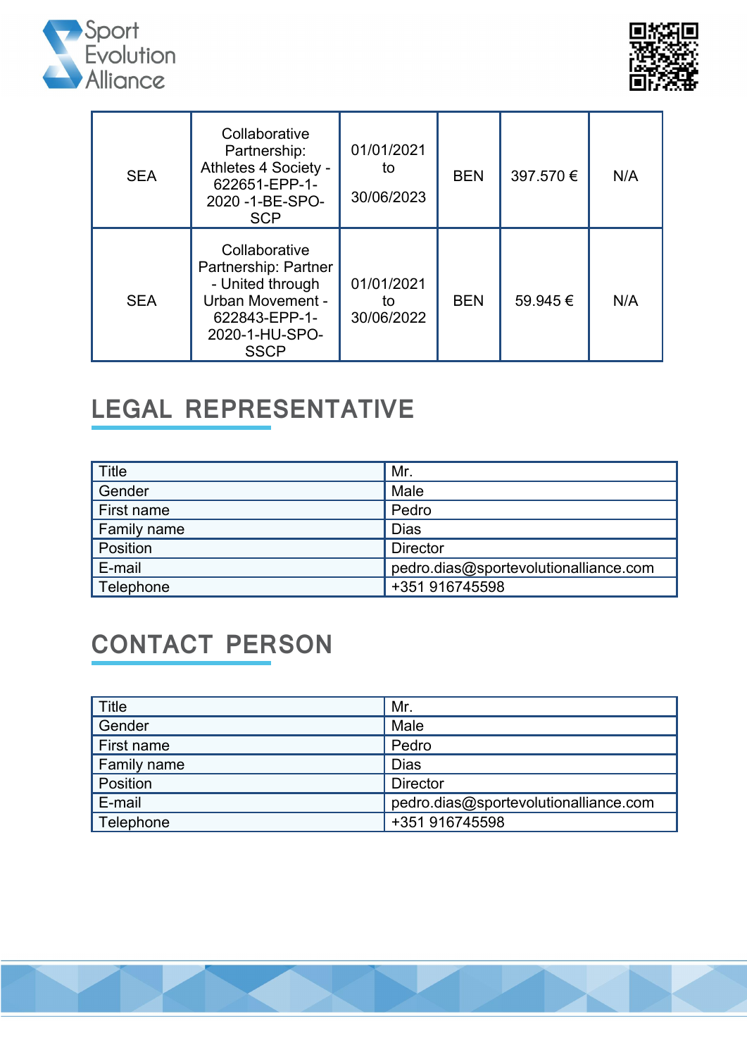| | | | | | |
|---|---|---|---|---|---|
| SEA | Collaborative Partnership: Athletes 4 Society - 622651-EPP-1-2020 -1-BE-SPO-SCP | 01/01/2021 to 30/06/2023 | BEN | 397.570 € | N/A |
| SEA | Collaborative Partnership: Partner - United through Urban Movement - 622843-EPP-1-2020-1-HU-SPO-SSCP | 01/01/2021 to 30/06/2022 | BEN | 59.945 € | N/A |

## LEGAL REPRESENTATIVE

| | |
|---|---|
| Title | Mr. |
| Gender | Male |
| First name | Pedro |
| Family name | Dias |
| Position | Director |
| E-mail | pedro.dias@sportevolutionalliance.com |
| Telephone | +351 916745598 |

## CONTACT PERSON

| | |
|---|---|
| Title | Mr. |
| Gender | Male |
| First name | Pedro |
| Family name | Dias |
| Position | Director |
| E-mail | pedro.dias@sportevolutionalliance.com |
| Telephone | +351 916745598 |